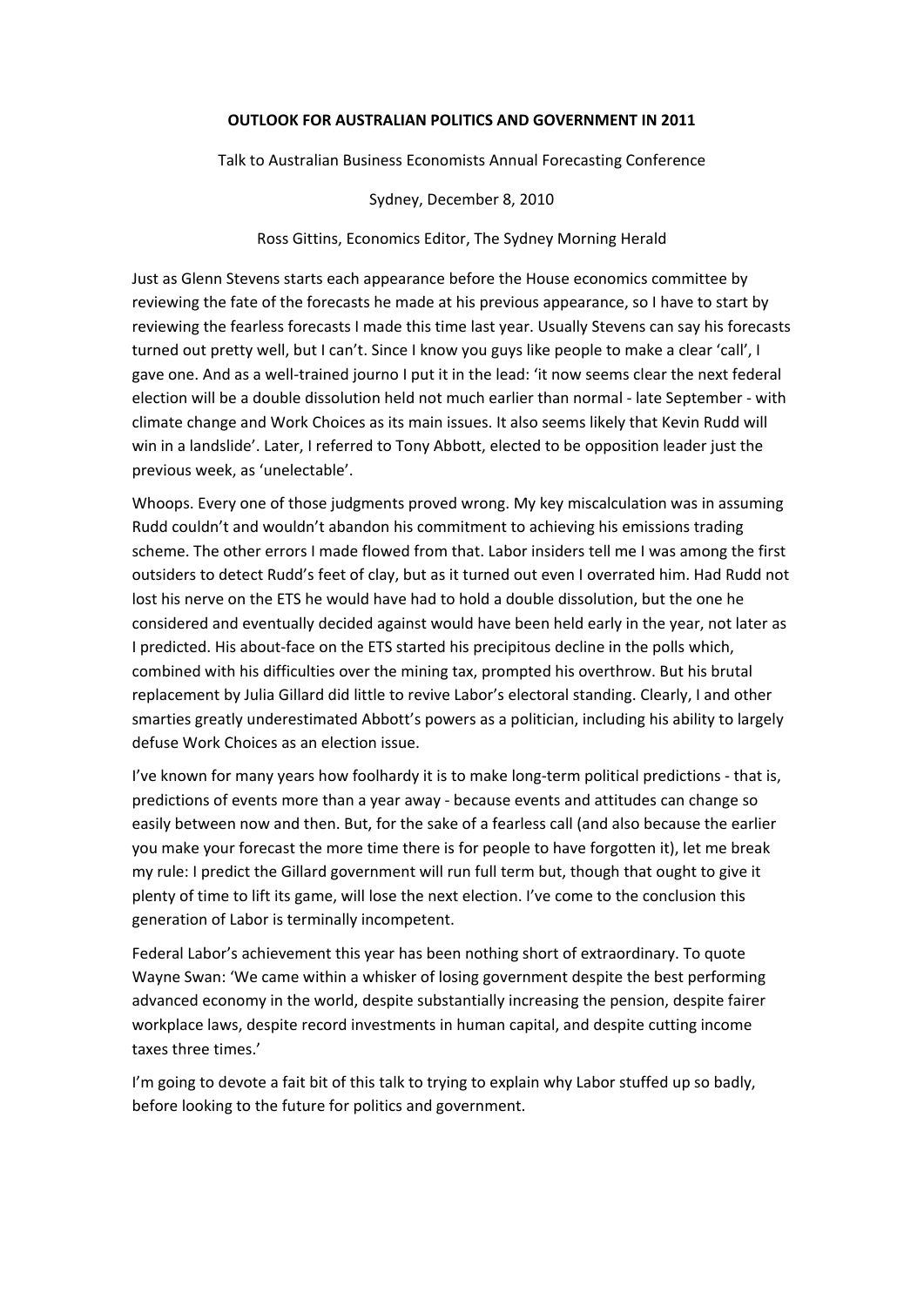# OUTLOOK FOR AUSTRALIAN POLITICS AND GOVERNMENT IN 2011

Talk to Australian Business Economists Annual Forecasting Conference

Sydney, December 8, 2010

Ross Gittins, Economics Editor, The Sydney Morning Herald

Just as Glenn Stevens starts each appearance before the House economics committee by reviewing the fate of the forecasts he made at his previous appearance, so I have to start by reviewing the fearless forecasts I made this time last year. Usually Stevens can say his forecasts turned out pretty well, but I can't. Since I know you guys like people to make a clear 'call', I gave one. And as a well-trained journo I put it in the lead: 'it now seems clear the next federal election will be a double dissolution held not much earlier than normal - late September - with climate change and Work Choices as its main issues. It also seems likely that Kevin Rudd will win in a landslide'. Later, I referred to Tony Abbott, elected to be opposition leader just the previous week, as 'unelectable'.

Whoops. Every one of those judgments proved wrong. My key miscalculation was in assuming Rudd couldn't and wouldn't abandon his commitment to achieving his emissions trading scheme. The other errors I made flowed from that. Labor insiders tell me I was among the first outsiders to detect Rudd's feet of clay, but as it turned out even I overrated him. Had Rudd not lost his nerve on the ETS he would have had to hold a double dissolution, but the one he considered and eventually decided against would have been held early in the year, not later as I predicted. His about-face on the ETS started his precipitous decline in the polls which, combined with his difficulties over the mining tax, prompted his overthrow. But his brutal replacement by Julia Gillard did little to revive Labor's electoral standing. Clearly, I and other smarties greatly underestimated Abbott's powers as a politician, including his ability to largely defuse Work Choices as an election issue.

I've known for many years how foolhardy it is to make long-term political predictions - that is, predictions of events more than a year away - because events and attitudes can change so easily between now and then. But, for the sake of a fearless call (and also because the earlier you make your forecast the more time there is for people to have forgotten it), let me break my rule: I predict the Gillard government will run full term but, though that ought to give it plenty of time to lift its game, will lose the next election. I've come to the conclusion this generation of Labor is terminally incompetent.

Federal Labor's achievement this year has been nothing short of extraordinary. To quote Wayne Swan: 'We came within a whisker of losing government despite the best performing advanced economy in the world, despite substantially increasing the pension, despite fairer workplace laws, despite record investments in human capital, and despite cutting income taxes three times.'

I'm going to devote a fait bit of this talk to trying to explain why Labor stuffed up so badly, before looking to the future for politics and government.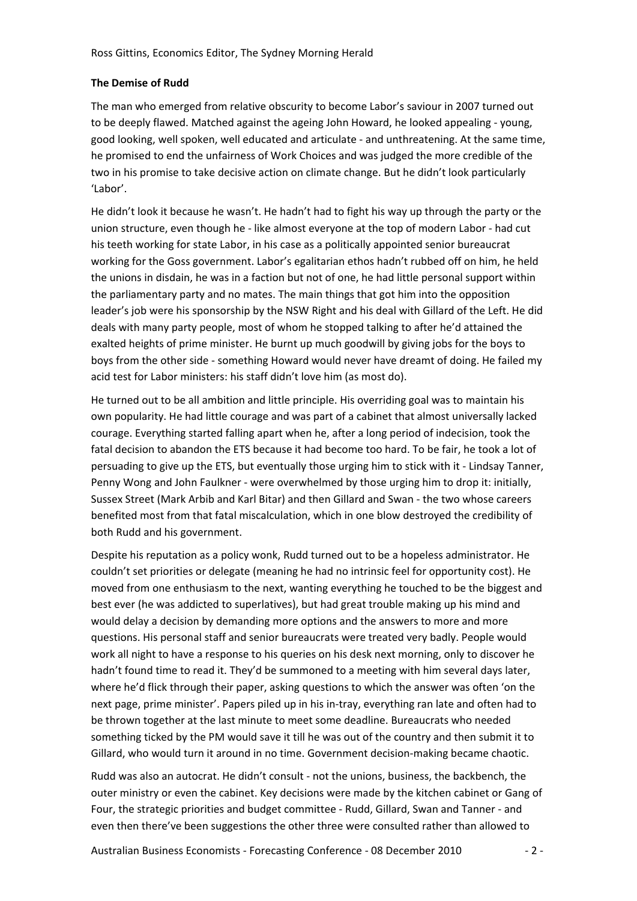**The Demise of Rudd**

The man who emerged from relative obscurity to become Labor's saviour in 2007 turned out to be deeply flawed. Matched against the ageing John Howard, he looked appealing - young, good looking, well spoken, well educated and articulate - and unthreatening. At the same time, he promised to end the unfairness of Work Choices and was judged the more credible of the two in his promise to take decisive action on climate change. But he didn't look particularly 'Labor'.

He didn't look it because he wasn't. He hadn't had to fight his way up through the party or the union structure, even though he - like almost everyone at the top of modern Labor - had cut his teeth working for state Labor, in his case as a politically appointed senior bureaucrat working for the Goss government. Labor's egalitarian ethos hadn't rubbed off on him, he held the unions in disdain, he was in a faction but not of one, he had little personal support within the parliamentary party and no mates. The main things that got him into the opposition leader's job were his sponsorship by the NSW Right and his deal with Gillard of the Left. He did deals with many party people, most of whom he stopped talking to after he'd attained the exalted heights of prime minister. He burnt up much goodwill by giving jobs for the boys to boys from the other side - something Howard would never have dreamt of doing. He failed my acid test for Labor ministers: his staff didn't love him (as most do).

He turned out to be all ambition and little principle. His overriding goal was to maintain his own popularity. He had little courage and was part of a cabinet that almost universally lacked courage. Everything started falling apart when he, after a long period of indecision, took the fatal decision to abandon the ETS because it had become too hard. To be fair, he took a lot of persuading to give up the ETS, but eventually those urging him to stick with it - Lindsay Tanner, Penny Wong and John Faulkner - were overwhelmed by those urging him to drop it: initially, Sussex Street (Mark Arbib and Karl Bitar) and then Gillard and Swan - the two whose careers benefited most from that fatal miscalculation, which in one blow destroyed the credibility of both Rudd and his government.

Despite his reputation as a policy wonk, Rudd turned out to be a hopeless administrator. He couldn't set priorities or delegate (meaning he had no intrinsic feel for opportunity cost). He moved from one enthusiasm to the next, wanting everything he touched to be the biggest and best ever (he was addicted to superlatives), but had great trouble making up his mind and would delay a decision by demanding more options and the answers to more and more questions. His personal staff and senior bureaucrats were treated very badly. People would work all night to have a response to his queries on his desk next morning, only to discover he hadn't found time to read it. They'd be summoned to a meeting with him several days later, where he'd flick through their paper, asking questions to which the answer was often 'on the next page, prime minister'. Papers piled up in his in-tray, everything ran late and often had to be thrown together at the last minute to meet some deadline. Bureaucrats who needed something ticked by the PM would save it till he was out of the country and then submit it to Gillard, who would turn it around in no time. Government decision-making became chaotic.

Rudd was also an autocrat. He didn't consult - not the unions, business, the backbench, the outer ministry or even the cabinet. Key decisions were made by the kitchen cabinet or Gang of Four, the strategic priorities and budget committee - Rudd, Gillard, Swan and Tanner - and even then there've been suggestions the other three were consulted rather than allowed to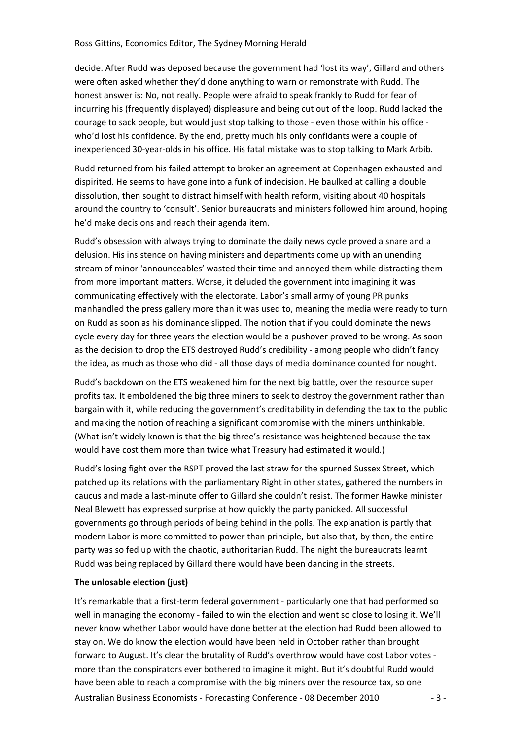decide. After Rudd was deposed because the government had 'lost its way', Gillard and others were often asked whether they'd done anything to warn or remonstrate with Rudd. The honest answer is: No, not really. People were afraid to speak frankly to Rudd for fear of incurring his (frequently displayed) displeasure and being cut out of the loop. Rudd lacked the courage to sack people, but would just stop talking to those - even those within his office - who'd lost his confidence. By the end, pretty much his only confidants were a couple of inexperienced 30-year-olds in his office. His fatal mistake was to stop talking to Mark Arbib.

Rudd returned from his failed attempt to broker an agreement at Copenhagen exhausted and dispirited. He seems to have gone into a funk of indecision. He baulked at calling a double dissolution, then sought to distract himself with health reform, visiting about 40 hospitals around the country to 'consult'. Senior bureaucrats and ministers followed him around, hoping he'd make decisions and reach their agenda item.

Rudd's obsession with always trying to dominate the daily news cycle proved a snare and a delusion. His insistence on having ministers and departments come up with an unending stream of minor 'announceables' wasted their time and annoyed them while distracting them from more important matters. Worse, it deluded the government into imagining it was communicating effectively with the electorate. Labor's small army of young PR punks manhandled the press gallery more than it was used to, meaning the media were ready to turn on Rudd as soon as his dominance slipped. The notion that if you could dominate the news cycle every day for three years the election would be a pushover proved to be wrong. As soon as the decision to drop the ETS destroyed Rudd's credibility - among people who didn't fancy the idea, as much as those who did - all those days of media dominance counted for nought.

Rudd's backdown on the ETS weakened him for the next big battle, over the resource super profits tax. It emboldened the big three miners to seek to destroy the government rather than bargain with it, while reducing the government's creditability in defending the tax to the public and making the notion of reaching a significant compromise with the miners unthinkable. (What isn't widely known is that the big three's resistance was heightened because the tax would have cost them more than twice what Treasury had estimated it would.)

Rudd's losing fight over the RSPT proved the last straw for the spurned Sussex Street, which patched up its relations with the parliamentary Right in other states, gathered the numbers in caucus and made a last-minute offer to Gillard she couldn't resist. The former Hawke minister Neal Blewett has expressed surprise at how quickly the party panicked. All successful governments go through periods of being behind in the polls. The explanation is partly that modern Labor is more committed to power than principle, but also that, by then, the entire party was so fed up with the chaotic, authoritarian Rudd. The night the bureaucrats learnt Rudd was being replaced by Gillard there would have been dancing in the streets.

**The unlosable election (just)**

It's remarkable that a first-term federal government - particularly one that had performed so well in managing the economy - failed to win the election and went so close to losing it. We'll never know whether Labor would have done better at the election had Rudd been allowed to stay on. We do know the election would have been held in October rather than brought forward to August. It's clear the brutality of Rudd's overthrow would have cost Labor votes - more than the conspirators ever bothered to imagine it might. But it's doubtful Rudd would have been able to reach a compromise with the big miners over the resource tax, so one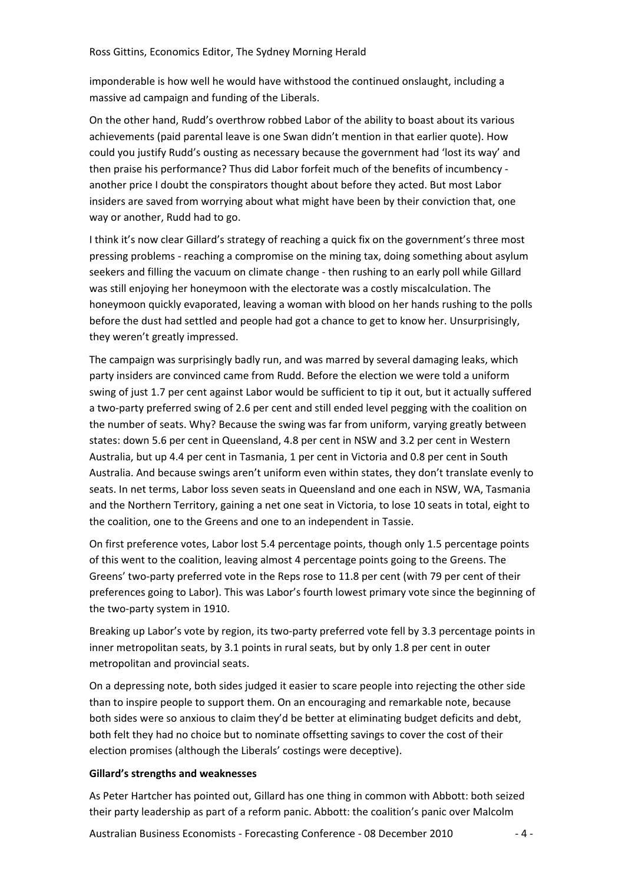imponderable is how well he would have withstood the continued onslaught, including a massive ad campaign and funding of the Liberals.

On the other hand, Rudd's overthrow robbed Labor of the ability to boast about its various achievements (paid parental leave is one Swan didn't mention in that earlier quote). How could you justify Rudd's ousting as necessary because the government had 'lost its way' and then praise his performance? Thus did Labor forfeit much of the benefits of incumbency - another price I doubt the conspirators thought about before they acted. But most Labor insiders are saved from worrying about what might have been by their conviction that, one way or another, Rudd had to go.

I think it's now clear Gillard's strategy of reaching a quick fix on the government's three most pressing problems - reaching a compromise on the mining tax, doing something about asylum seekers and filling the vacuum on climate change - then rushing to an early poll while Gillard was still enjoying her honeymoon with the electorate was a costly miscalculation. The honeymoon quickly evaporated, leaving a woman with blood on her hands rushing to the polls before the dust had settled and people had got a chance to get to know her. Unsurprisingly, they weren't greatly impressed.

The campaign was surprisingly badly run, and was marred by several damaging leaks, which party insiders are convinced came from Rudd. Before the election we were told a uniform swing of just 1.7 per cent against Labor would be sufficient to tip it out, but it actually suffered a two-party preferred swing of 2.6 per cent and still ended level pegging with the coalition on the number of seats. Why? Because the swing was far from uniform, varying greatly between states: down 5.6 per cent in Queensland, 4.8 per cent in NSW and 3.2 per cent in Western Australia, but up 4.4 per cent in Tasmania, 1 per cent in Victoria and 0.8 per cent in South Australia. And because swings aren't uniform even within states, they don't translate evenly to seats. In net terms, Labor loss seven seats in Queensland and one each in NSW, WA, Tasmania and the Northern Territory, gaining a net one seat in Victoria, to lose 10 seats in total, eight to the coalition, one to the Greens and one to an independent in Tassie.

On first preference votes, Labor lost 5.4 percentage points, though only 1.5 percentage points of this went to the coalition, leaving almost 4 percentage points going to the Greens. The Greens' two-party preferred vote in the Reps rose to 11.8 per cent (with 79 per cent of their preferences going to Labor). This was Labor's fourth lowest primary vote since the beginning of the two-party system in 1910.

Breaking up Labor's vote by region, its two-party preferred vote fell by 3.3 percentage points in inner metropolitan seats, by 3.1 points in rural seats, but by only 1.8 per cent in outer metropolitan and provincial seats.

On a depressing note, both sides judged it easier to scare people into rejecting the other side than to inspire people to support them. On an encouraging and remarkable note, because both sides were so anxious to claim they'd be better at eliminating budget deficits and debt, both felt they had no choice but to nominate offsetting savings to cover the cost of their election promises (although the Liberals' costings were deceptive).

**Gillard's strengths and weaknesses**

As Peter Hartcher has pointed out, Gillard has one thing in common with Abbott: both seized their party leadership as part of a reform panic. Abbott: the coalition's panic over Malcolm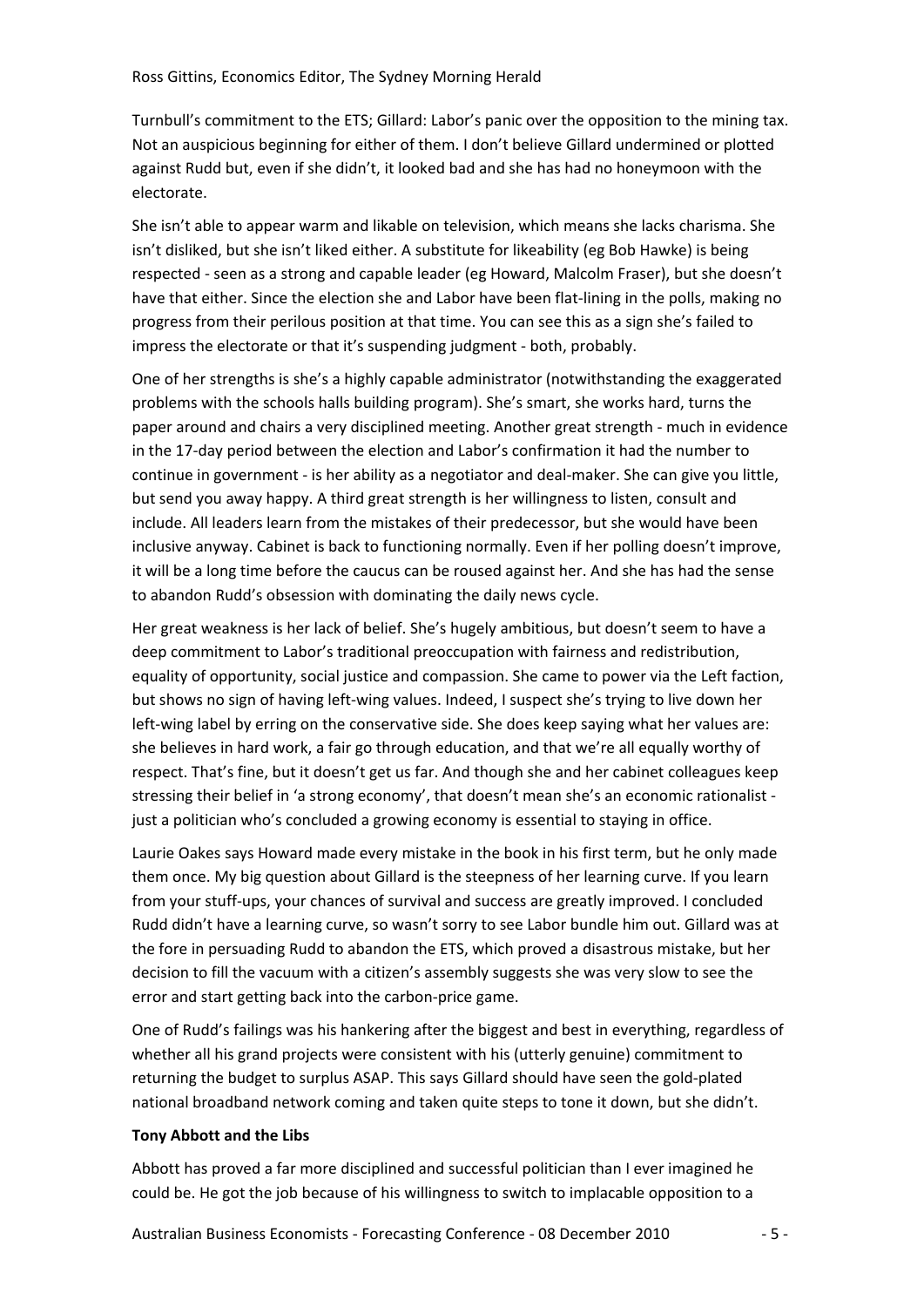Turnbull's commitment to the ETS; Gillard: Labor's panic over the opposition to the mining tax. Not an auspicious beginning for either of them. I don't believe Gillard undermined or plotted against Rudd but, even if she didn't, it looked bad and she has had no honeymoon with the electorate.

She isn't able to appear warm and likable on television, which means she lacks charisma. She isn't disliked, but she isn't liked either. A substitute for likeability (eg Bob Hawke) is being respected - seen as a strong and capable leader (eg Howard, Malcolm Fraser), but she doesn't have that either. Since the election she and Labor have been flat-lining in the polls, making no progress from their perilous position at that time. You can see this as a sign she's failed to impress the electorate or that it's suspending judgment - both, probably.

One of her strengths is she's a highly capable administrator (notwithstanding the exaggerated problems with the schools halls building program). She's smart, she works hard, turns the paper around and chairs a very disciplined meeting. Another great strength - much in evidence in the 17-day period between the election and Labor's confirmation it had the number to continue in government - is her ability as a negotiator and deal-maker. She can give you little, but send you away happy. A third great strength is her willingness to listen, consult and include. All leaders learn from the mistakes of their predecessor, but she would have been inclusive anyway. Cabinet is back to functioning normally. Even if her polling doesn't improve, it will be a long time before the caucus can be roused against her. And she has had the sense to abandon Rudd's obsession with dominating the daily news cycle.

Her great weakness is her lack of belief. She's hugely ambitious, but doesn't seem to have a deep commitment to Labor's traditional preoccupation with fairness and redistribution, equality of opportunity, social justice and compassion. She came to power via the Left faction, but shows no sign of having left-wing values. Indeed, I suspect she's trying to live down her left-wing label by erring on the conservative side. She does keep saying what her values are: she believes in hard work, a fair go through education, and that we're all equally worthy of respect. That's fine, but it doesn't get us far. And though she and her cabinet colleagues keep stressing their belief in 'a strong economy', that doesn't mean she's an economic rationalist - just a politician who's concluded a growing economy is essential to staying in office.

Laurie Oakes says Howard made every mistake in the book in his first term, but he only made them once. My big question about Gillard is the steepness of her learning curve. If you learn from your stuff-ups, your chances of survival and success are greatly improved. I concluded Rudd didn't have a learning curve, so wasn't sorry to see Labor bundle him out. Gillard was at the fore in persuading Rudd to abandon the ETS, which proved a disastrous mistake, but her decision to fill the vacuum with a citizen's assembly suggests she was very slow to see the error and start getting back into the carbon-price game.

One of Rudd's failings was his hankering after the biggest and best in everything, regardless of whether all his grand projects were consistent with his (utterly genuine) commitment to returning the budget to surplus ASAP. This says Gillard should have seen the gold-plated national broadband network coming and taken quite steps to tone it down, but she didn't.

**Tony Abbott and the Libs**

Abbott has proved a far more disciplined and successful politician than I ever imagined he could be. He got the job because of his willingness to switch to implacable opposition to a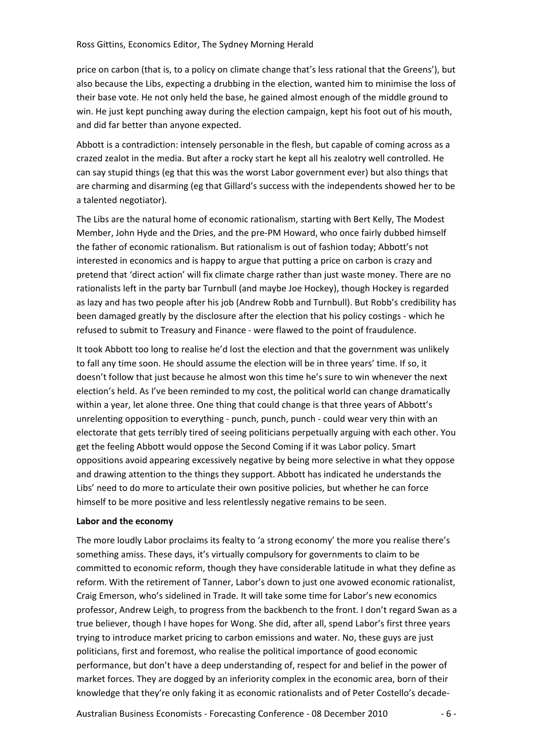price on carbon (that is, to a policy on climate change that's less rational that the Greens'), but also because the Libs, expecting a drubbing in the election, wanted him to minimise the loss of their base vote. He not only held the base, he gained almost enough of the middle ground to win. He just kept punching away during the election campaign, kept his foot out of his mouth, and did far better than anyone expected.

Abbott is a contradiction: intensely personable in the flesh, but capable of coming across as a crazed zealot in the media. But after a rocky start he kept all his zealotry well controlled. He can say stupid things (eg that this was the worst Labor government ever) but also things that are charming and disarming (eg that Gillard's success with the independents showed her to be a talented negotiator).

The Libs are the natural home of economic rationalism, starting with Bert Kelly, The Modest Member, John Hyde and the Dries, and the pre-PM Howard, who once fairly dubbed himself the father of economic rationalism. But rationalism is out of fashion today; Abbott's not interested in economics and is happy to argue that putting a price on carbon is crazy and pretend that 'direct action' will fix climate charge rather than just waste money. There are no rationalists left in the party bar Turnbull (and maybe Joe Hockey), though Hockey is regarded as lazy and has two people after his job (Andrew Robb and Turnbull). But Robb's credibility has been damaged greatly by the disclosure after the election that his policy costings - which he refused to submit to Treasury and Finance - were flawed to the point of fraudulence.

It took Abbott too long to realise he'd lost the election and that the government was unlikely to fall any time soon. He should assume the election will be in three years' time. If so, it doesn't follow that just because he almost won this time he's sure to win whenever the next election's held. As I've been reminded to my cost, the political world can change dramatically within a year, let alone three. One thing that could change is that three years of Abbott's unrelenting opposition to everything - punch, punch, punch - could wear very thin with an electorate that gets terribly tired of seeing politicians perpetually arguing with each other. You get the feeling Abbott would oppose the Second Coming if it was Labor policy. Smart oppositions avoid appearing excessively negative by being more selective in what they oppose and drawing attention to the things they support. Abbott has indicated he understands the Libs' need to do more to articulate their own positive policies, but whether he can force himself to be more positive and less relentlessly negative remains to be seen.

**Labor and the economy**

The more loudly Labor proclaims its fealty to 'a strong economy' the more you realise there's something amiss. These days, it's virtually compulsory for governments to claim to be committed to economic reform, though they have considerable latitude in what they define as reform. With the retirement of Tanner, Labor's down to just one avowed economic rationalist, Craig Emerson, who's sidelined in Trade. It will take some time for Labor's new economics professor, Andrew Leigh, to progress from the backbench to the front. I don't regard Swan as a true believer, though I have hopes for Wong. She did, after all, spend Labor's first three years trying to introduce market pricing to carbon emissions and water. No, these guys are just politicians, first and foremost, who realise the political importance of good economic performance, but don't have a deep understanding of, respect for and belief in the power of market forces. They are dogged by an inferiority complex in the economic area, born of their knowledge that they're only faking it as economic rationalists and of Peter Costello's decade-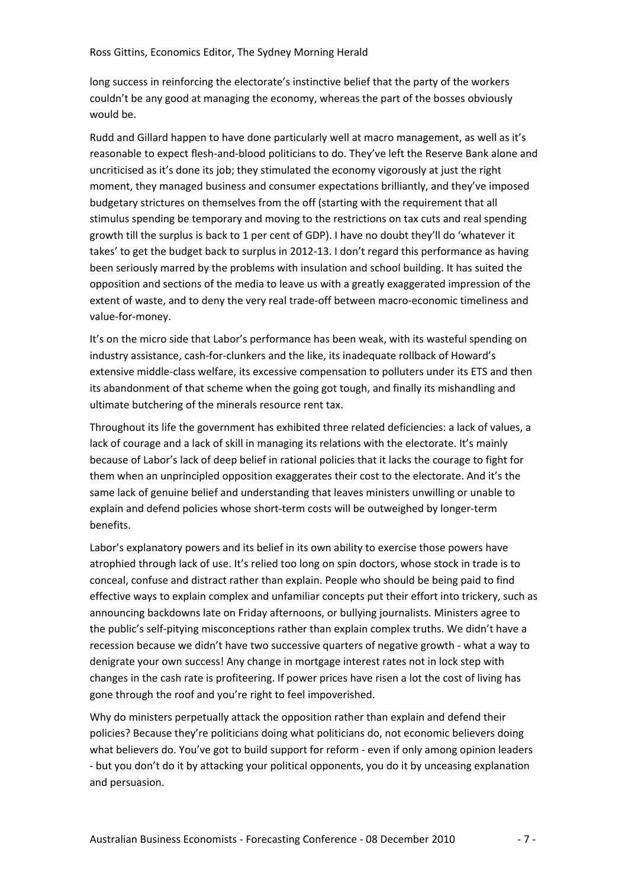long success in reinforcing the electorate's instinctive belief that the party of the workers couldn't be any good at managing the economy, whereas the part of the bosses obviously would be.

Rudd and Gillard happen to have done particularly well at macro management, as well as it's reasonable to expect flesh-and-blood politicians to do. They've left the Reserve Bank alone and uncriticised as it's done its job; they stimulated the economy vigorously at just the right moment, they managed business and consumer expectations brilliantly, and they've imposed budgetary strictures on themselves from the off (starting with the requirement that all stimulus spending be temporary and moving to the restrictions on tax cuts and real spending growth till the surplus is back to 1 per cent of GDP). I have no doubt they'll do 'whatever it takes' to get the budget back to surplus in 2012-13. I don't regard this performance as having been seriously marred by the problems with insulation and school building. It has suited the opposition and sections of the media to leave us with a greatly exaggerated impression of the extent of waste, and to deny the very real trade-off between macro-economic timeliness and value-for-money.

It's on the micro side that Labor's performance has been weak, with its wasteful spending on industry assistance, cash-for-clunkers and the like, its inadequate rollback of Howard's extensive middle-class welfare, its excessive compensation to polluters under its ETS and then its abandonment of that scheme when the going got tough, and finally its mishandling and ultimate butchering of the minerals resource rent tax.

Throughout its life the government has exhibited three related deficiencies: a lack of values, a lack of courage and a lack of skill in managing its relations with the electorate. It's mainly because of Labor's lack of deep belief in rational policies that it lacks the courage to fight for them when an unprincipled opposition exaggerates their cost to the electorate. And it's the same lack of genuine belief and understanding that leaves ministers unwilling or unable to explain and defend policies whose short-term costs will be outweighed by longer-term benefits.

Labor's explanatory powers and its belief in its own ability to exercise those powers have atrophied through lack of use. It's relied too long on spin doctors, whose stock in trade is to conceal, confuse and distract rather than explain. People who should be being paid to find effective ways to explain complex and unfamiliar concepts put their effort into trickery, such as announcing backdowns late on Friday afternoons, or bullying journalists. Ministers agree to the public's self-pitying misconceptions rather than explain complex truths. We didn't have a recession because we didn't have two successive quarters of negative growth - what a way to denigrate your own success! Any change in mortgage interest rates not in lock step with changes in the cash rate is profiteering. If power prices have risen a lot the cost of living has gone through the roof and you're right to feel impoverished.

Why do ministers perpetually attack the opposition rather than explain and defend their policies? Because they're politicians doing what politicians do, not economic believers doing what believers do. You've got to build support for reform - even if only among opinion leaders - but you don't do it by attacking your political opponents, you do it by unceasing explanation and persuasion.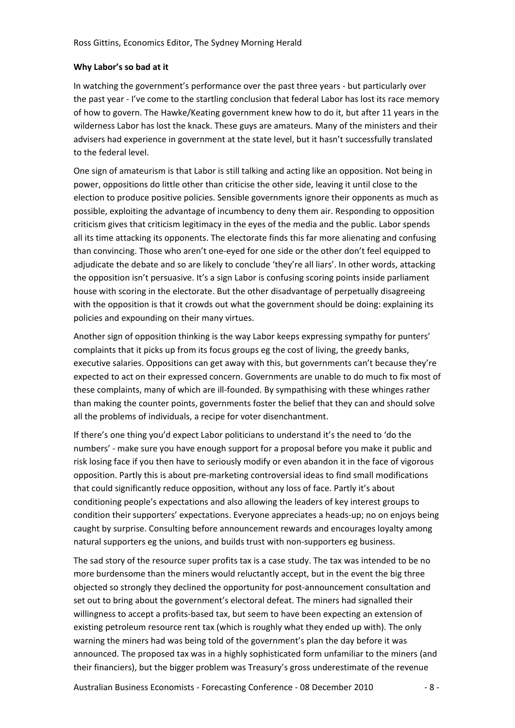**Why Labor's so bad at it**

In watching the government's performance over the past three years - but particularly over the past year - I've come to the startling conclusion that federal Labor has lost its race memory of how to govern. The Hawke/Keating government knew how to do it, but after 11 years in the wilderness Labor has lost the knack. These guys are amateurs. Many of the ministers and their advisers had experience in government at the state level, but it hasn't successfully translated to the federal level.

One sign of amateurism is that Labor is still talking and acting like an opposition. Not being in power, oppositions do little other than criticise the other side, leaving it until close to the election to produce positive policies. Sensible governments ignore their opponents as much as possible, exploiting the advantage of incumbency to deny them air. Responding to opposition criticism gives that criticism legitimacy in the eyes of the media and the public. Labor spends all its time attacking its opponents. The electorate finds this far more alienating and confusing than convincing. Those who aren't one-eyed for one side or the other don't feel equipped to adjudicate the debate and so are likely to conclude 'they're all liars'. In other words, attacking the opposition isn't persuasive. It's a sign Labor is confusing scoring points inside parliament house with scoring in the electorate. But the other disadvantage of perpetually disagreeing with the opposition is that it crowds out what the government should be doing: explaining its policies and expounding on their many virtues.

Another sign of opposition thinking is the way Labor keeps expressing sympathy for punters' complaints that it picks up from its focus groups eg the cost of living, the greedy banks, executive salaries. Oppositions can get away with this, but governments can't because they're expected to act on their expressed concern. Governments are unable to do much to fix most of these complaints, many of which are ill-founded. By sympathising with these whinges rather than making the counter points, governments foster the belief that they can and should solve all the problems of individuals, a recipe for voter disenchantment.

If there's one thing you'd expect Labor politicians to understand it's the need to 'do the numbers' - make sure you have enough support for a proposal before you make it public and risk losing face if you then have to seriously modify or even abandon it in the face of vigorous opposition. Partly this is about pre-marketing controversial ideas to find small modifications that could significantly reduce opposition, without any loss of face. Partly it's about conditioning people's expectations and also allowing the leaders of key interest groups to condition their supporters' expectations. Everyone appreciates a heads-up; no on enjoys being caught by surprise. Consulting before announcement rewards and encourages loyalty among natural supporters eg the unions, and builds trust with non-supporters eg business.

The sad story of the resource super profits tax is a case study. The tax was intended to be no more burdensome than the miners would reluctantly accept, but in the event the big three objected so strongly they declined the opportunity for post-announcement consultation and set out to bring about the government's electoral defeat. The miners had signalled their willingness to accept a profits-based tax, but seem to have been expecting an extension of existing petroleum resource rent tax (which is roughly what they ended up with). The only warning the miners had was being told of the government's plan the day before it was announced. The proposed tax was in a highly sophisticated form unfamiliar to the miners (and their financiers), but the bigger problem was Treasury's gross underestimate of the revenue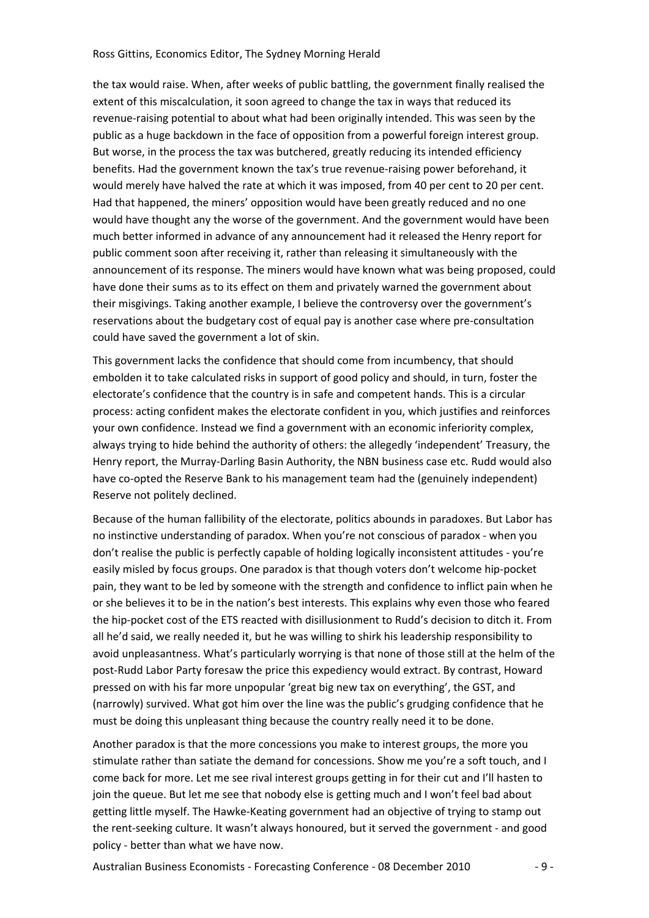the tax would raise. When, after weeks of public battling, the government finally realised the extent of this miscalculation, it soon agreed to change the tax in ways that reduced its revenue-raising potential to about what had been originally intended. This was seen by the public as a huge backdown in the face of opposition from a powerful foreign interest group. But worse, in the process the tax was butchered, greatly reducing its intended efficiency benefits. Had the government known the tax's true revenue-raising power beforehand, it would merely have halved the rate at which it was imposed, from 40 per cent to 20 per cent. Had that happened, the miners' opposition would have been greatly reduced and no one would have thought any the worse of the government. And the government would have been much better informed in advance of any announcement had it released the Henry report for public comment soon after receiving it, rather than releasing it simultaneously with the announcement of its response. The miners would have known what was being proposed, could have done their sums as to its effect on them and privately warned the government about their misgivings. Taking another example, I believe the controversy over the government's reservations about the budgetary cost of equal pay is another case where pre-consultation could have saved the government a lot of skin.

This government lacks the confidence that should come from incumbency, that should embolden it to take calculated risks in support of good policy and should, in turn, foster the electorate's confidence that the country is in safe and competent hands. This is a circular process: acting confident makes the electorate confident in you, which justifies and reinforces your own confidence. Instead we find a government with an economic inferiority complex, always trying to hide behind the authority of others: the allegedly 'independent' Treasury, the Henry report, the Murray-Darling Basin Authority, the NBN business case etc. Rudd would also have co-opted the Reserve Bank to his management team had the (genuinely independent) Reserve not politely declined.

Because of the human fallibility of the electorate, politics abounds in paradoxes. But Labor has no instinctive understanding of paradox. When you're not conscious of paradox - when you don't realise the public is perfectly capable of holding logically inconsistent attitudes - you're easily misled by focus groups. One paradox is that though voters don't welcome hip-pocket pain, they want to be led by someone with the strength and confidence to inflict pain when he or she believes it to be in the nation's best interests. This explains why even those who feared the hip-pocket cost of the ETS reacted with disillusionment to Rudd's decision to ditch it. From all he'd said, we really needed it, but he was willing to shirk his leadership responsibility to avoid unpleasantness. What's particularly worrying is that none of those still at the helm of the post-Rudd Labor Party foresaw the price this expediency would extract. By contrast, Howard pressed on with his far more unpopular 'great big new tax on everything', the GST, and (narrowly) survived. What got him over the line was the public's grudging confidence that he must be doing this unpleasant thing because the country really need it to be done.

Another paradox is that the more concessions you make to interest groups, the more you stimulate rather than satiate the demand for concessions. Show me you're a soft touch, and I come back for more. Let me see rival interest groups getting in for their cut and I'll hasten to join the queue. But let me see that nobody else is getting much and I won't feel bad about getting little myself. The Hawke-Keating government had an objective of trying to stamp out the rent-seeking culture. It wasn't always honoured, but it served the government - and good policy - better than what we have now.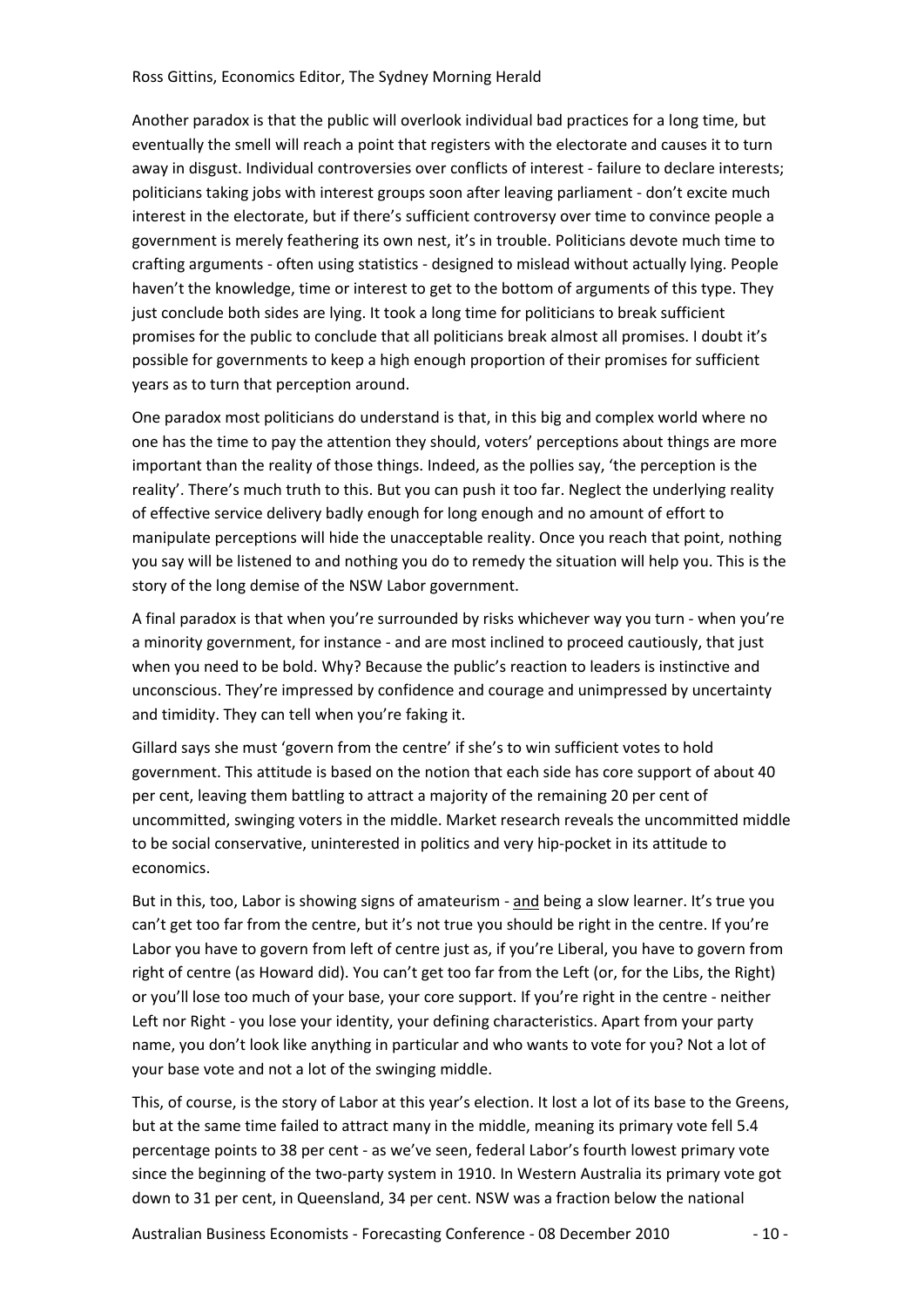Another paradox is that the public will overlook individual bad practices for a long time, but eventually the smell will reach a point that registers with the electorate and causes it to turn away in disgust. Individual controversies over conflicts of interest - failure to declare interests; politicians taking jobs with interest groups soon after leaving parliament - don't excite much interest in the electorate, but if there's sufficient controversy over time to convince people a government is merely feathering its own nest, it's in trouble. Politicians devote much time to crafting arguments - often using statistics - designed to mislead without actually lying. People haven't the knowledge, time or interest to get to the bottom of arguments of this type. They just conclude both sides are lying. It took a long time for politicians to break sufficient promises for the public to conclude that all politicians break almost all promises. I doubt it's possible for governments to keep a high enough proportion of their promises for sufficient years as to turn that perception around.

One paradox most politicians do understand is that, in this big and complex world where no one has the time to pay the attention they should, voters' perceptions about things are more important than the reality of those things. Indeed, as the pollies say, 'the perception is the reality'. There's much truth to this. But you can push it too far. Neglect the underlying reality of effective service delivery badly enough for long enough and no amount of effort to manipulate perceptions will hide the unacceptable reality. Once you reach that point, nothing you say will be listened to and nothing you do to remedy the situation will help you. This is the story of the long demise of the NSW Labor government.

A final paradox is that when you're surrounded by risks whichever way you turn - when you're a minority government, for instance - and are most inclined to proceed cautiously, that just when you need to be bold. Why? Because the public's reaction to leaders is instinctive and unconscious. They're impressed by confidence and courage and unimpressed by uncertainty and timidity. They can tell when you're faking it.

Gillard says she must 'govern from the centre' if she's to win sufficient votes to hold government. This attitude is based on the notion that each side has core support of about 40 per cent, leaving them battling to attract a majority of the remaining 20 per cent of uncommitted, swinging voters in the middle. Market research reveals the uncommitted middle to be social conservative, uninterested in politics and very hip-pocket in its attitude to economics.

But in this, too, Labor is showing signs of amateurism - <u>and</u> being a slow learner. It's true you can't get too far from the centre, but it's not true you should be right in the centre. If you're Labor you have to govern from left of centre just as, if you're Liberal, you have to govern from right of centre (as Howard did). You can't get too far from the Left (or, for the Libs, the Right) or you'll lose too much of your base, your core support. If you're right in the centre - neither Left nor Right - you lose your identity, your defining characteristics. Apart from your party name, you don't look like anything in particular and who wants to vote for you? Not a lot of your base vote and not a lot of the swinging middle.

This, of course, is the story of Labor at this year's election. It lost a lot of its base to the Greens, but at the same time failed to attract many in the middle, meaning its primary vote fell 5.4 percentage points to 38 per cent - as we've seen, federal Labor's fourth lowest primary vote since the beginning of the two-party system in 1910. In Western Australia its primary vote got down to 31 per cent, in Queensland, 34 per cent. NSW was a fraction below the national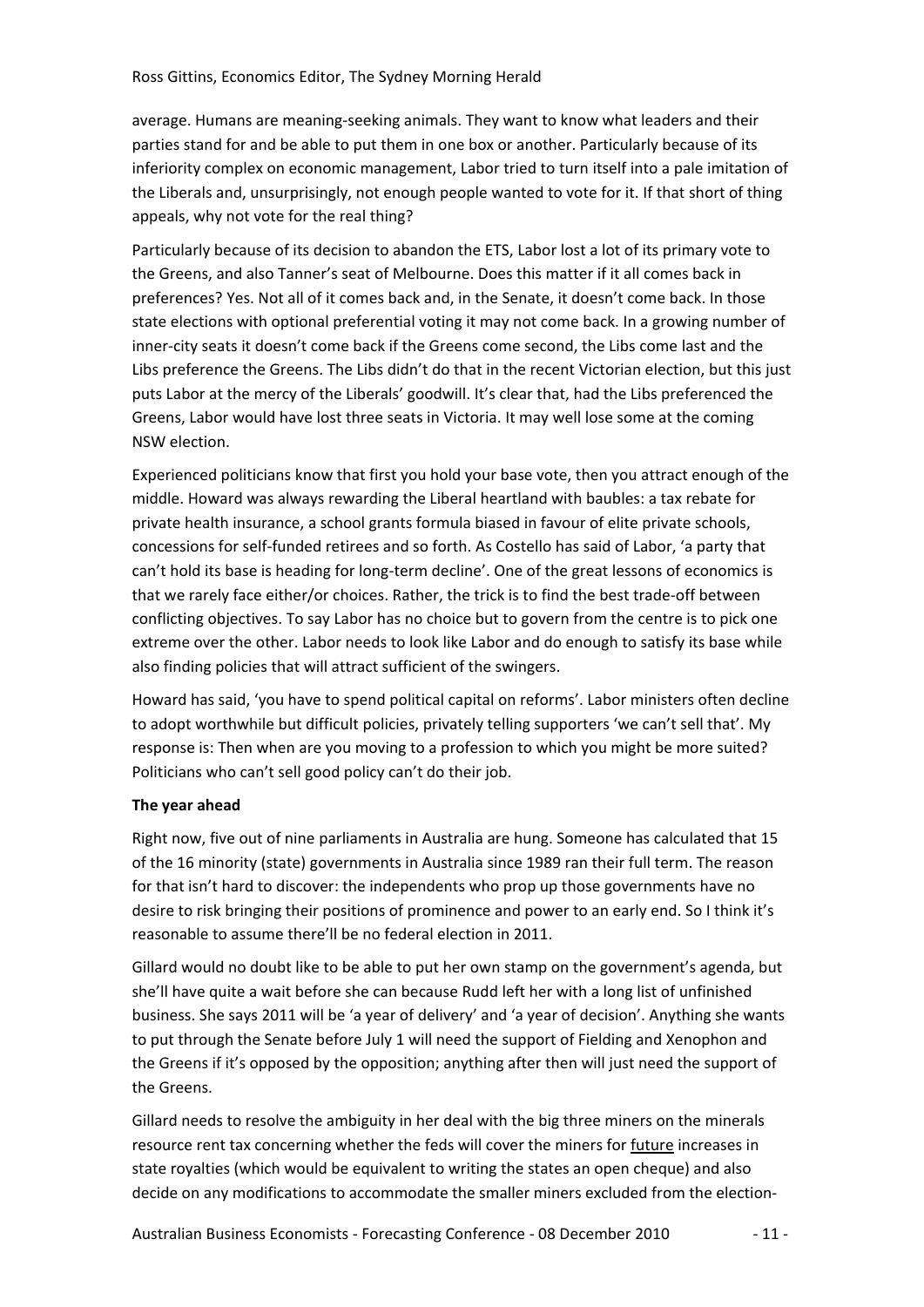average. Humans are meaning-seeking animals. They want to know what leaders and their parties stand for and be able to put them in one box or another. Particularly because of its inferiority complex on economic management, Labor tried to turn itself into a pale imitation of the Liberals and, unsurprisingly, not enough people wanted to vote for it. If that short of thing appeals, why not vote for the real thing?

Particularly because of its decision to abandon the ETS, Labor lost a lot of its primary vote to the Greens, and also Tanner's seat of Melbourne. Does this matter if it all comes back in preferences? Yes. Not all of it comes back and, in the Senate, it doesn't come back. In those state elections with optional preferential voting it may not come back. In a growing number of inner-city seats it doesn't come back if the Greens come second, the Libs come last and the Libs preference the Greens. The Libs didn't do that in the recent Victorian election, but this just puts Labor at the mercy of the Liberals' goodwill. It's clear that, had the Libs preferenced the Greens, Labor would have lost three seats in Victoria. It may well lose some at the coming NSW election.

Experienced politicians know that first you hold your base vote, then you attract enough of the middle. Howard was always rewarding the Liberal heartland with baubles: a tax rebate for private health insurance, a school grants formula biased in favour of elite private schools, concessions for self-funded retirees and so forth. As Costello has said of Labor, 'a party that can't hold its base is heading for long-term decline'. One of the great lessons of economics is that we rarely face either/or choices. Rather, the trick is to find the best trade-off between conflicting objectives. To say Labor has no choice but to govern from the centre is to pick one extreme over the other. Labor needs to look like Labor and do enough to satisfy its base while also finding policies that will attract sufficient of the swingers.

Howard has said, 'you have to spend political capital on reforms'. Labor ministers often decline to adopt worthwhile but difficult policies, privately telling supporters 'we can't sell that'. My response is: Then when are you moving to a profession to which you might be more suited? Politicians who can't sell good policy can't do their job.

**The year ahead**

Right now, five out of nine parliaments in Australia are hung. Someone has calculated that 15 of the 16 minority (state) governments in Australia since 1989 ran their full term. The reason for that isn't hard to discover: the independents who prop up those governments have no desire to risk bringing their positions of prominence and power to an early end. So I think it's reasonable to assume there'll be no federal election in 2011.

Gillard would no doubt like to be able to put her own stamp on the government's agenda, but she'll have quite a wait before she can because Rudd left her with a long list of unfinished business. She says 2011 will be 'a year of delivery' and 'a year of decision'. Anything she wants to put through the Senate before July 1 will need the support of Fielding and Xenophon and the Greens if it's opposed by the opposition; anything after then will just need the support of the Greens.

Gillard needs to resolve the ambiguity in her deal with the big three miners on the minerals resource rent tax concerning whether the feds will cover the miners for <u>future</u> increases in state royalties (which would be equivalent to writing the states an open cheque) and also decide on any modifications to accommodate the smaller miners excluded from the election-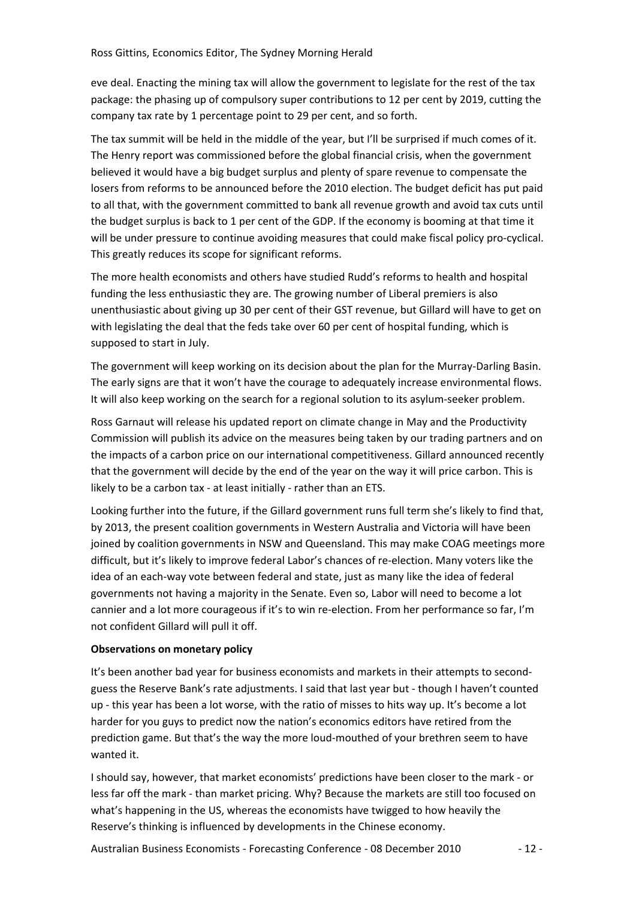eve deal. Enacting the mining tax will allow the government to legislate for the rest of the tax package: the phasing up of compulsory super contributions to 12 per cent by 2019, cutting the company tax rate by 1 percentage point to 29 per cent, and so forth.

The tax summit will be held in the middle of the year, but I'll be surprised if much comes of it. The Henry report was commissioned before the global financial crisis, when the government believed it would have a big budget surplus and plenty of spare revenue to compensate the losers from reforms to be announced before the 2010 election. The budget deficit has put paid to all that, with the government committed to bank all revenue growth and avoid tax cuts until the budget surplus is back to 1 per cent of the GDP. If the economy is booming at that time it will be under pressure to continue avoiding measures that could make fiscal policy pro-cyclical. This greatly reduces its scope for significant reforms.

The more health economists and others have studied Rudd's reforms to health and hospital funding the less enthusiastic they are. The growing number of Liberal premiers is also unenthusiastic about giving up 30 per cent of their GST revenue, but Gillard will have to get on with legislating the deal that the feds take over 60 per cent of hospital funding, which is supposed to start in July.

The government will keep working on its decision about the plan for the Murray-Darling Basin. The early signs are that it won't have the courage to adequately increase environmental flows. It will also keep working on the search for a regional solution to its asylum-seeker problem.

Ross Garnaut will release his updated report on climate change in May and the Productivity Commission will publish its advice on the measures being taken by our trading partners and on the impacts of a carbon price on our international competitiveness. Gillard announced recently that the government will decide by the end of the year on the way it will price carbon. This is likely to be a carbon tax - at least initially - rather than an ETS.

Looking further into the future, if the Gillard government runs full term she's likely to find that, by 2013, the present coalition governments in Western Australia and Victoria will have been joined by coalition governments in NSW and Queensland. This may make COAG meetings more difficult, but it's likely to improve federal Labor's chances of re-election. Many voters like the idea of an each-way vote between federal and state, just as many like the idea of federal governments not having a majority in the Senate. Even so, Labor will need to become a lot cannier and a lot more courageous if it's to win re-election. From her performance so far, I'm not confident Gillard will pull it off.

**Observations on monetary policy**

It's been another bad year for business economists and markets in their attempts to second-guess the Reserve Bank's rate adjustments. I said that last year but - though I haven't counted up - this year has been a lot worse, with the ratio of misses to hits way up. It's become a lot harder for you guys to predict now the nation's economics editors have retired from the prediction game. But that's the way the more loud-mouthed of your brethren seem to have wanted it.

I should say, however, that market economists' predictions have been closer to the mark - or less far off the mark - than market pricing. Why? Because the markets are still too focused on what's happening in the US, whereas the economists have twigged to how heavily the Reserve's thinking is influenced by developments in the Chinese economy.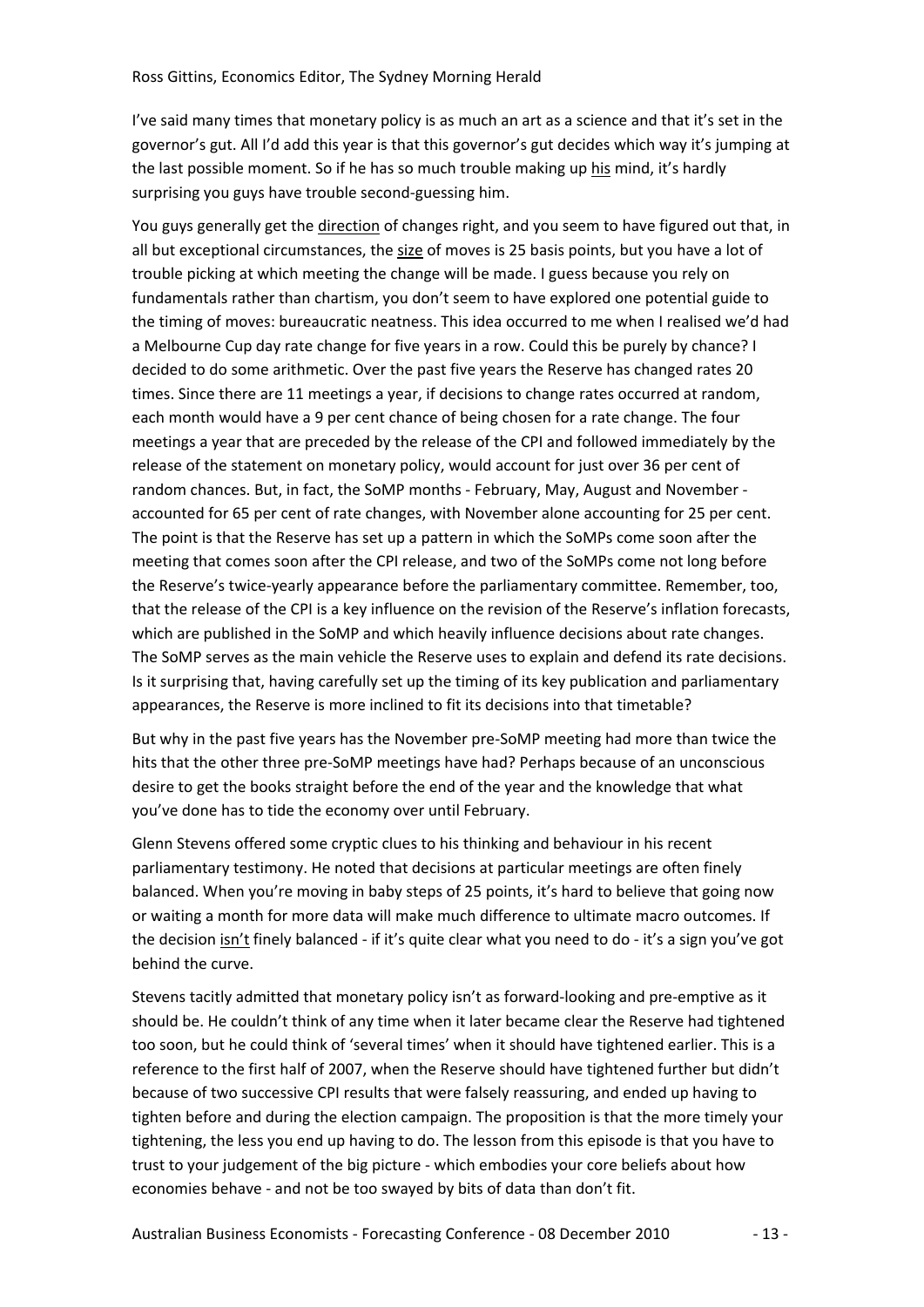Ross Gittins, Economics Editor, The Sydney Morning Herald

I've said many times that monetary policy is as much an art as a science and that it's set in the governor's gut. All I'd add this year is that this governor's gut decides which way it's jumping at the last possible moment. So if he has so much trouble making up <u>his</u> mind, it's hardly surprising you guys have trouble second-guessing him.

You guys generally get the <u>direction</u> of changes right, and you seem to have figured out that, in all but exceptional circumstances, the <u>size</u> of moves is 25 basis points, but you have a lot of trouble picking at which meeting the change will be made. I guess because you rely on fundamentals rather than chartism, you don't seem to have explored one potential guide to the timing of moves: bureaucratic neatness. This idea occurred to me when I realised we'd had a Melbourne Cup day rate change for five years in a row. Could this be purely by chance? I decided to do some arithmetic. Over the past five years the Reserve has changed rates 20 times. Since there are 11 meetings a year, if decisions to change rates occurred at random, each month would have a 9 per cent chance of being chosen for a rate change. The four meetings a year that are preceded by the release of the CPI and followed immediately by the release of the statement on monetary policy, would account for just over 36 per cent of random chances. But, in fact, the SoMP months - February, May, August and November - accounted for 65 per cent of rate changes, with November alone accounting for 25 per cent. The point is that the Reserve has set up a pattern in which the SoMPs come soon after the meeting that comes soon after the CPI release, and two of the SoMPs come not long before the Reserve's twice-yearly appearance before the parliamentary committee. Remember, too, that the release of the CPI is a key influence on the revision of the Reserve's inflation forecasts, which are published in the SoMP and which heavily influence decisions about rate changes. The SoMP serves as the main vehicle the Reserve uses to explain and defend its rate decisions. Is it surprising that, having carefully set up the timing of its key publication and parliamentary appearances, the Reserve is more inclined to fit its decisions into that timetable?

But why in the past five years has the November pre-SoMP meeting had more than twice the hits that the other three pre-SoMP meetings have had? Perhaps because of an unconscious desire to get the books straight before the end of the year and the knowledge that what you've done has to tide the economy over until February.

Glenn Stevens offered some cryptic clues to his thinking and behaviour in his recent parliamentary testimony. He noted that decisions at particular meetings are often finely balanced. When you're moving in baby steps of 25 points, it's hard to believe that going now or waiting a month for more data will make much difference to ultimate macro outcomes. If the decision <u>isn't</u> finely balanced - if it's quite clear what you need to do - it's a sign you've got behind the curve.

Stevens tacitly admitted that monetary policy isn't as forward-looking and pre-emptive as it should be. He couldn't think of any time when it later became clear the Reserve had tightened too soon, but he could think of 'several times' when it should have tightened earlier. This is a reference to the first half of 2007, when the Reserve should have tightened further but didn't because of two successive CPI results that were falsely reassuring, and ended up having to tighten before and during the election campaign. The proposition is that the more timely your tightening, the less you end up having to do. The lesson from this episode is that you have to trust to your judgement of the big picture - which embodies your core beliefs about how economies behave - and not be too swayed by bits of data than don't fit.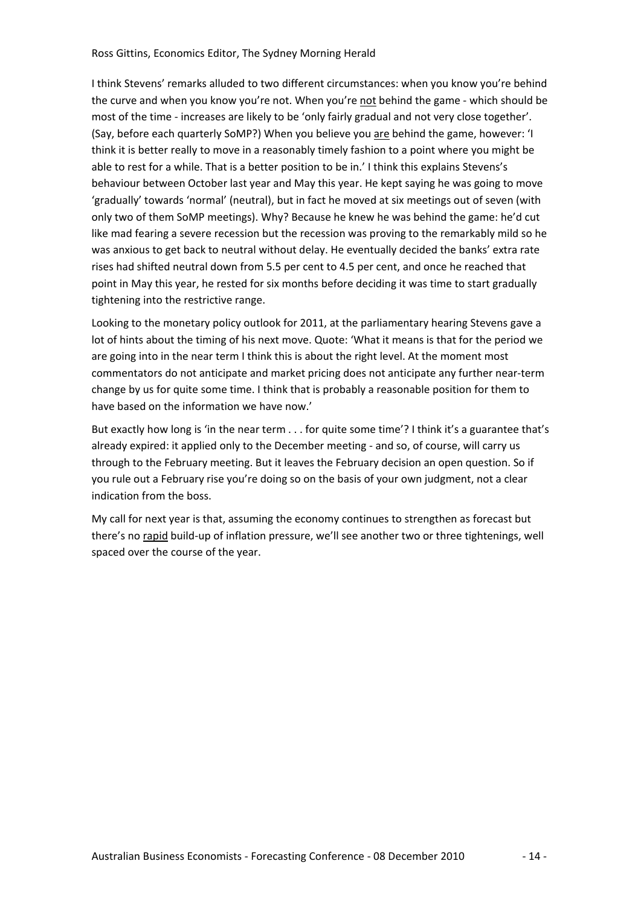Ross Gittins, Economics Editor, The Sydney Morning Herald

I think Stevens' remarks alluded to two different circumstances: when you know you're behind the curve and when you know you're not. When you're not behind the game - which should be most of the time - increases are likely to be 'only fairly gradual and not very close together'. (Say, before each quarterly SoMP?) When you believe you are behind the game, however: 'I think it is better really to move in a reasonably timely fashion to a point where you might be able to rest for a while. That is a better position to be in.' I think this explains Stevens's behaviour between October last year and May this year. He kept saying he was going to move 'gradually' towards 'normal' (neutral), but in fact he moved at six meetings out of seven (with only two of them SoMP meetings). Why? Because he knew he was behind the game: he'd cut like mad fearing a severe recession but the recession was proving to the remarkably mild so he was anxious to get back to neutral without delay. He eventually decided the banks' extra rate rises had shifted neutral down from 5.5 per cent to 4.5 per cent, and once he reached that point in May this year, he rested for six months before deciding it was time to start gradually tightening into the restrictive range.

Looking to the monetary policy outlook for 2011, at the parliamentary hearing Stevens gave a lot of hints about the timing of his next move. Quote: 'What it means is that for the period we are going into in the near term I think this is about the right level. At the moment most commentators do not anticipate and market pricing does not anticipate any further near-term change by us for quite some time. I think that is probably a reasonable position for them to have based on the information we have now.'

But exactly how long is 'in the near term . . . for quite some time'? I think it's a guarantee that's already expired: it applied only to the December meeting - and so, of course, will carry us through to the February meeting. But it leaves the February decision an open question. So if you rule out a February rise you're doing so on the basis of your own judgment, not a clear indication from the boss.

My call for next year is that, assuming the economy continues to strengthen as forecast but there's no rapid build-up of inflation pressure, we'll see another two or three tightenings, well spaced over the course of the year.